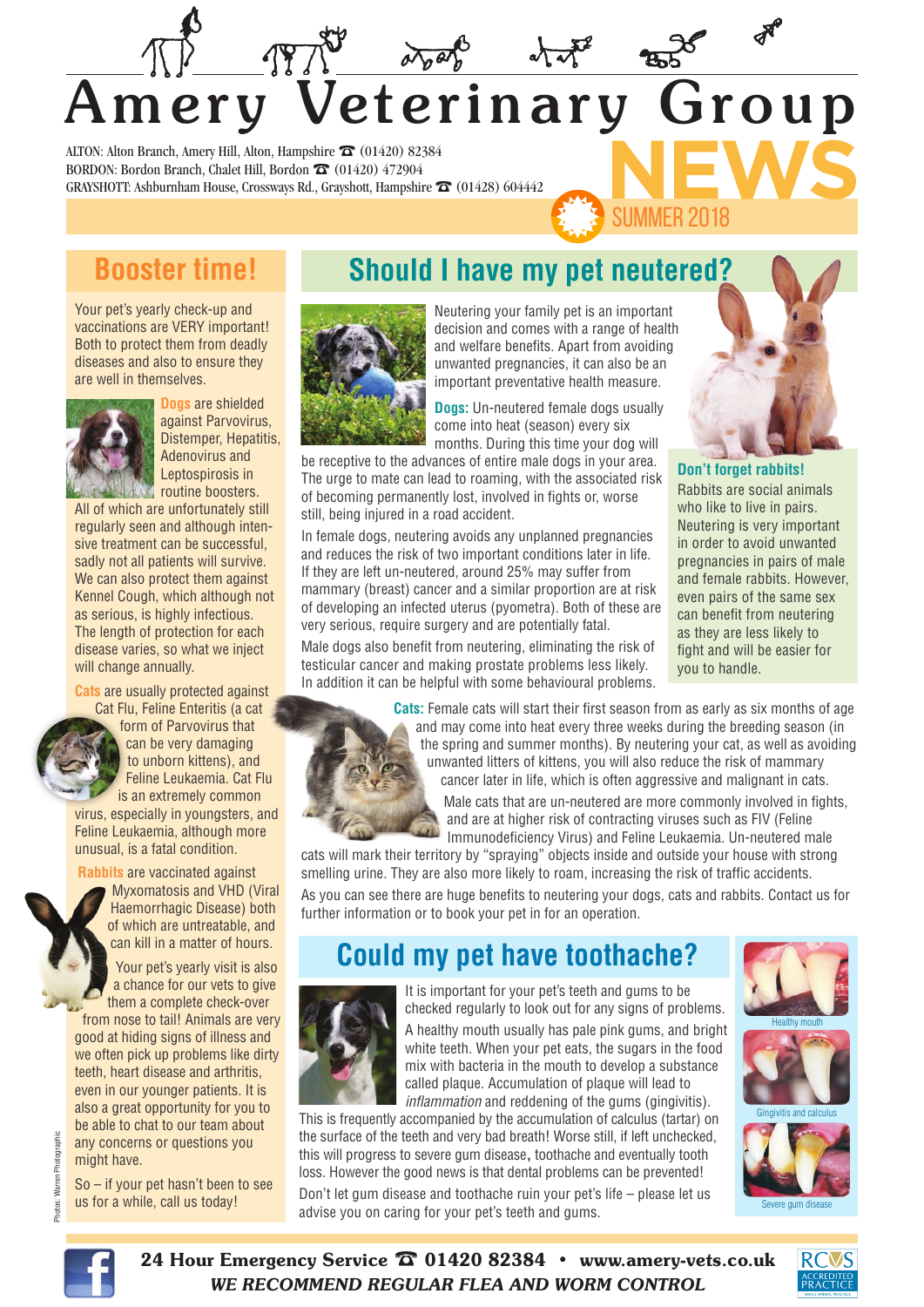# Amery Veterinary Group NEWS

ALTON: Alton Branch, Amery Hill, Alton, Hampshire ☎ (01420) 82384
BORDON: Bordon Branch, Chalet Hill, Bordon ☎ (01420) 472904
GRAYSHOTT: Ashburnham House, Crossways Rd., Grayshott, Hampshire ☎ (01428) 604442

SUMMER 2018

## Booster time!

Your pet's yearly check-up and vaccinations are VERY important! Both to protect them from deadly diseases and also to ensure they are well in themselves.

**Dogs** are shielded against Parvovirus, Distemper, Hepatitis, Adenovirus and Leptospirosis in routine boosters. All of which are unfortunately still regularly seen and although intensive treatment can be successful, sadly not all patients will survive. We can also protect them against Kennel Cough, which although not as serious, is highly infectious. The length of protection for each disease varies, so what we inject will change annually.

**Cats** are usually protected against Cat Flu, Feline Enteritis (a cat form of Parvovirus that can be very damaging to unborn kittens), and Feline Leukaemia. Cat Flu is an extremely common virus, especially in youngsters, and Feline Leukaemia, although more unusual, is a fatal condition.

**Rabbits** are vaccinated against Myxomatosis and VHD (Viral Haemorrhagic Disease) both of which are untreatable, and can kill in a matter of hours.

Your pet's yearly visit is also a chance for our vets to give them a complete check-over from nose to tail! Animals are very good at hiding signs of illness and we often pick up problems like dirty teeth, heart disease and arthritis, even in our younger patients. It is also a great opportunity for you to be able to chat to our team about any concerns or questions you might have.

So – if your pet hasn't been to see us for a while, call us today!

Photos: Warren Photographic

## Should I have my pet neutered?

Neutering your family pet is an important decision and comes with a range of health and welfare benefits. Apart from avoiding unwanted pregnancies, it can also be an important preventative health measure.

**Dogs:** Un-neutered female dogs usually come into heat (season) every six months. During this time your dog will be receptive to the advances of entire male dogs in your area. The urge to mate can lead to roaming, with the associated risk of becoming permanently lost, involved in fights or, worse still, being injured in a road accident.

In female dogs, neutering avoids any unplanned pregnancies and reduces the risk of two important conditions later in life. If they are left un-neutered, around 25% may suffer from mammary (breast) cancer and a similar proportion are at risk of developing an infected uterus (pyometra). Both of these are very serious, require surgery and are potentially fatal.

Male dogs also benefit from neutering, eliminating the risk of testicular cancer and making prostate problems less likely. In addition it can be helpful with some behavioural problems.

### Don't forget rabbits!

Rabbits are social animals who like to live in pairs. Neutering is very important in order to avoid unwanted pregnancies in pairs of male and female rabbits. However, even pairs of the same sex can benefit from neutering as they are less likely to fight and will be easier for you to handle.

**Cats:** Female cats will start their first season from as early as six months of age and may come into heat every three weeks during the breeding season (in the spring and summer months). By neutering your cat, as well as avoiding unwanted litters of kittens, you will also reduce the risk of mammary cancer later in life, which is often aggressive and malignant in cats.

Male cats that are un-neutered are more commonly involved in fights, and are at higher risk of contracting viruses such as FIV (Feline Immunodeficiency Virus) and Feline Leukaemia. Un-neutered male cats will mark their territory by "spraying" objects inside and outside your house with strong smelling urine. They are also more likely to roam, increasing the risk of traffic accidents.

As you can see there are huge benefits to neutering your dogs, cats and rabbits. Contact us for further information or to book your pet in for an operation.

## Could my pet have toothache?

It is important for your pet's teeth and gums to be checked regularly to look out for any signs of problems.

A healthy mouth usually has pale pink gums, and bright white teeth. When your pet eats, the sugars in the food mix with bacteria in the mouth to develop a substance called plaque. Accumulation of plaque will lead to *inflammation* and reddening of the gums (gingivitis). This is frequently accompanied by the accumulation of calculus (tartar) on the surface of the teeth and very bad breath! Worse still, if left unchecked, this will progress to severe gum disease, toothache and eventually tooth loss. However the good news is that dental problems can be prevented!

Don't let gum disease and toothache ruin your pet's life – please let us advise you on caring for your pet's teeth and gums.

Healthy mouth

Gingivitis and calculus

Severe gum disease

**24 Hour Emergency Service ☎ 01420 82384 • www.amery-vets.co.uk**

***WE RECOMMEND REGULAR FLEA AND WORM CONTROL***

RCVS ACCREDITED PRACTICE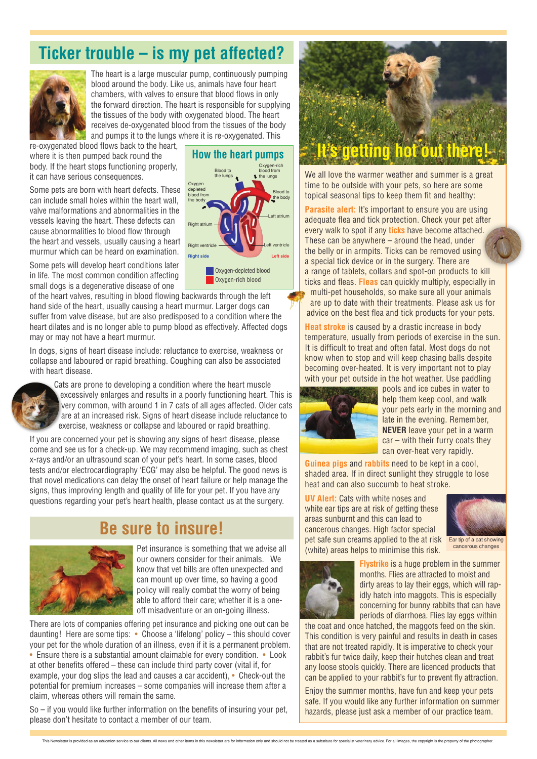## Ticker trouble – is my pet affected?

The heart is a large muscular pump, continuously pumping blood around the body. Like us, animals have four heart chambers, with valves to ensure that blood flows in only the forward direction. The heart is responsible for supplying the tissues of the body with oxygenated blood. The heart receives de-oxygenated blood from the tissues of the body and pumps it to the lungs where it is re-oxygenated. This re-oxygenated blood flows back to the heart, where it is then pumped back round the body. If the heart stops functioning properly, it can have serious consequences.

### How the heart pumps

Blood to the lungs
Oxygen-rich blood from the lungs
Oxygen depleted blood from the body
Blood to the body
Left atrium
Right atrium
Right ventricle
Left ventricle
Right side
Left side
Oxygen-depleted blood
Oxygen-rich blood

Some pets are born with heart defects. These can include small holes within the heart wall, valve malformations and abnormalities in the vessels leaving the heart. These defects can cause abnormalities to blood flow through the heart and vessels, usually causing a heart murmur which can be heard on examination.

Some pets will develop heart conditions later in life. The most common condition affecting small dogs is a degenerative disease of one of the heart valves, resulting in blood flowing backwards through the left hand side of the heart, usually causing a heart murmur. Larger dogs can suffer from valve disease, but are also predisposed to a condition where the heart dilates and is no longer able to pump blood as effectively. Affected dogs may or may not have a heart murmur.

In dogs, signs of heart disease include: reluctance to exercise, weakness or collapse and laboured or rapid breathing. Coughing can also be associated with heart disease.

Cats are prone to developing a condition where the heart muscle excessively enlarges and results in a poorly functioning heart. This is very common, with around 1 in 7 cats of all ages affected. Older cats are at an increased risk. Signs of heart disease include reluctance to exercise, weakness or collapse and laboured or rapid breathing.

If you are concerned your pet is showing any signs of heart disease, please come and see us for a check-up. We may recommend imaging, such as chest x-rays and/or an ultrasound scan of your pet's heart. In some cases, blood tests and/or electrocardiography 'ECG' may also be helpful. The good news is that novel medications can delay the onset of heart failure or help manage the signs, thus improving length and quality of life for your pet. If you have any questions regarding your pet's heart health, please contact us at the surgery.

## Be sure to insure!

Pet insurance is something that we advise all our owners consider for their animals. We know that vet bills are often unexpected and can mount up over time, so having a good policy will really combat the worry of being able to afford their care; whether it is a one-off misadventure or an on-going illness.

There are lots of companies offering pet insurance and picking one out can be daunting! Here are some tips:

- Choose a 'lifelong' policy – this should cover your pet for the whole duration of an illness, even if it is a permanent problem.
- Ensure there is a substantial amount claimable for every condition.
- Look at other benefits offered – these can include third party cover (vital if, for example, your dog slips the lead and causes a car accident),
- Check-out the potential for premium increases – some companies will increase them after a claim, whereas others will remain the same.

So – if you would like further information on the benefits of insuring your pet, please don't hesitate to contact a member of our team.

## It's getting hot out there!

We all love the warmer weather and summer is a great time to be outside with your pets, so here are some topical seasonal tips to keep them fit and healthy:

**Parasite alert:** It's important to ensure you are using adequate flea and tick protection. Check your pet after every walk to spot if any **ticks** have become attached. These can be anywhere – around the head, under the belly or in armpits. Ticks can be removed using a special tick device or in the surgery. There are a range of tablets, collars and spot-on products to kill ticks and fleas. **Fleas** can quickly multiply, especially in multi-pet households, so make sure all your animals are up to date with their treatments. Please ask us for advice on the best flea and tick products for your pets.

**Heat stroke** is caused by a drastic increase in body temperature, usually from periods of exercise in the sun. It is difficult to treat and often fatal. Most dogs do not know when to stop and will keep chasing balls despite becoming over-heated. It is very important not to play with your pet outside in the hot weather. Use paddling pools and ice cubes in water to help them keep cool, and walk your pets early in the morning and late in the evening. Remember, **NEVER** leave your pet in a warm car – with their furry coats they can over-heat very rapidly.

**Guinea pigs** and **rabbits** need to be kept in a cool, shaded area. If in direct sunlight they struggle to lose heat and can also succumb to heat stroke.

**UV Alert:** Cats with white noses and white ear tips are at risk of getting these areas sunburnt and this can lead to cancerous changes. High factor special pet safe sun creams applied to the at risk (white) areas helps to minimise this risk.

Ear tip of a cat showing cancerous changes

**Flystrike** is a huge problem in the summer months. Flies are attracted to moist and dirty areas to lay their eggs, which will rapidly hatch into maggots. This is especially concerning for bunny rabbits that can have periods of diarrhoea. Flies lay eggs within the coat and once hatched, the maggots feed on the skin. This condition is very painful and results in death in cases that are not treated rapidly. It is imperative to check your rabbit's fur twice daily, keep their hutches clean and treat any loose stools quickly. There are licenced products that can be applied to your rabbit's fur to prevent fly attraction.

Enjoy the summer months, have fun and keep your pets safe. If you would like any further information on summer hazards, please just ask a member of our practice team.

This Newsletter is provided as an education service to our clients. All news and other items in this newsletter are for information only and should not be treated as a substitute for specialist veterinary advice. For all images, the copyright is the property of the photographer.